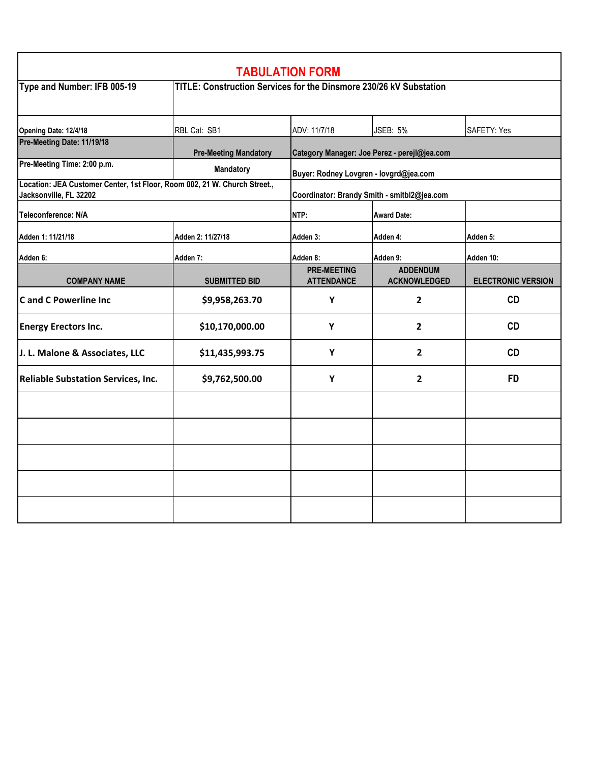# TABULATION FORM

| Type and Number: IFB 005-19 | TITLE: Construction Services for the Dinsmore 230/26 kV Substation | | | |
|---|---|---|---|---|
| Opening Date: 12/4/18 | RBL Cat: SB1 | ADV: 11/7/18 | JSEB: 5% | SAFETY: Yes |
| Pre-Meeting Date: 11/19/18 | Pre-Meeting Mandatory | Category Manager: Joe Perez - perejl@jea.com | | |
| Pre-Meeting Time: 2:00 p.m. | Mandatory | Buyer: Rodney Lovgren - lovgrd@jea.com | | |
| Location: JEA Customer Center, 1st Floor, Room 002, 21 W. Church Street., Jacksonville, FL 32202 | | Coordinator: Brandy Smith - smitbl2@jea.com | | |
| Teleconference: N/A | | NTP: | Award Date: | |
| Adden 1: 11/21/18 | Adden 2: 11/27/18 | Adden 3: | Adden 4: | Adden 5: |
| Adden 6: | Adden 7: | Adden 8: | Adden 9: | Adden 10: |
| **COMPANY NAME** | **SUBMITTED BID** | **PRE-MEETING ATTENDANCE** | **ADDENDUM ACKNOWLEDGED** | **ELECTRONIC VERSION** |
| C and C Powerline Inc | $9,958,263.70 | Y | 2 | CD |
| Energy Erectors Inc. | $10,170,000.00 | Y | 2 | CD |
| J. L. Malone & Associates, LLC | $11,435,993.75 | Y | 2 | CD |
| Reliable Substation Services, Inc. | $9,762,500.00 | Y | 2 | FD |
| | | | | |
| | | | | |
| | | | | |
| | | | | |
| | | | | |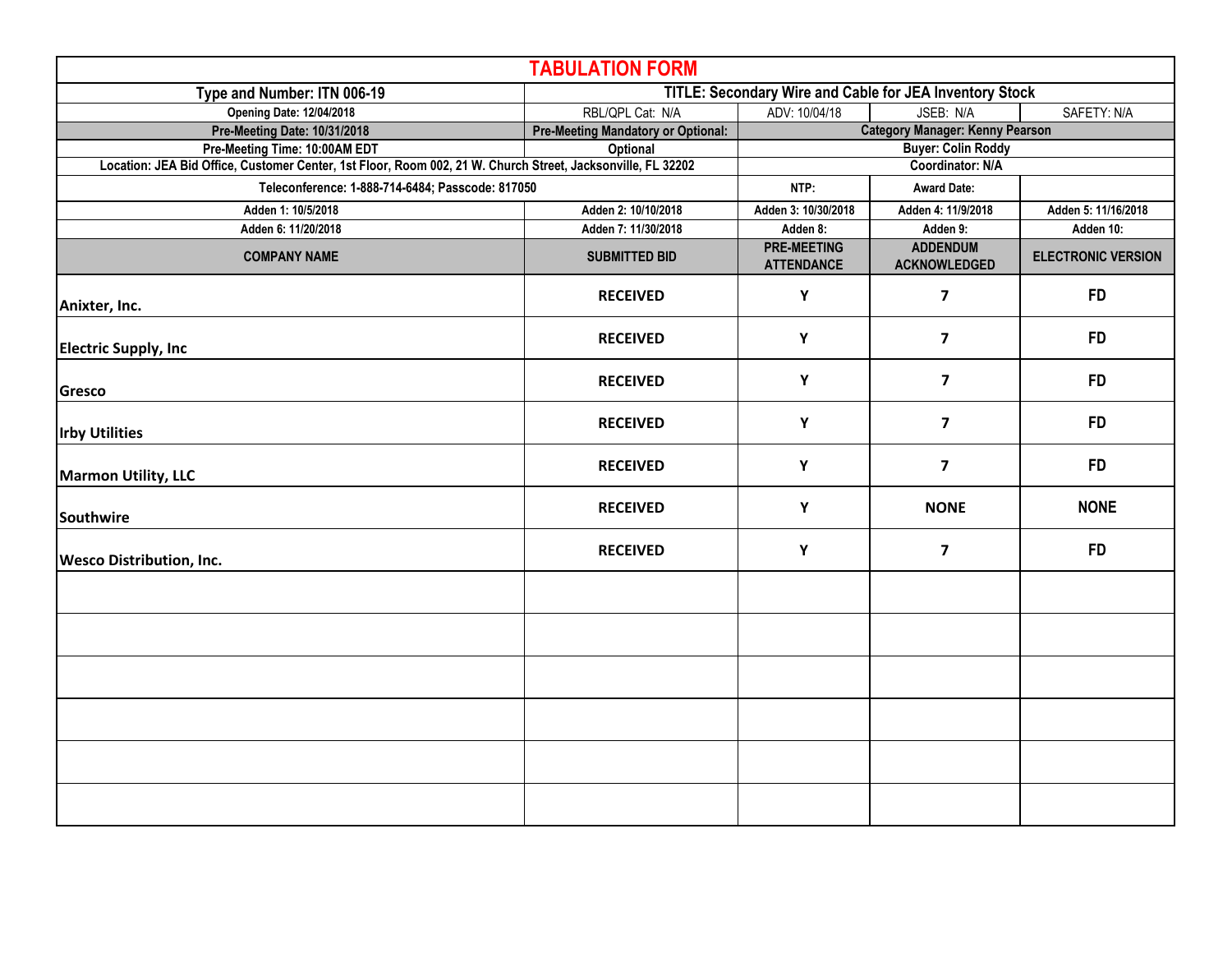# TABULATION FORM

| Type and Number: ITN 006-19 | TITLE: Secondary Wire and Cable for JEA Inventory Stock | | | |
|---|---|---|---|---|
| Opening Date: 12/04/2018 | RBL/QPL Cat: N/A | ADV: 10/04/18 | JSEB: N/A | SAFETY: N/A |
| Pre-Meeting Date: 10/31/2018 | Pre-Meeting Mandatory or Optional: | Category Manager: Kenny Pearson | | |
| Pre-Meeting Time: 10:00AM EDT | Optional | Buyer: Colin Roddy | | |
| Location: JEA Bid Office, Customer Center, 1st Floor, Room 002, 21 W. Church Street, Jacksonville, FL 32202 | | Coordinator: N/A | | |
| Teleconference: 1-888-714-6484; Passcode: 817050 | | NTP: | Award Date: | |
| Adden 1: 10/5/2018 | Adden 2: 10/10/2018 | Adden 3: 10/30/2018 | Adden 4: 11/9/2018 | Adden 5: 11/16/2018 |
| Adden 6: 11/20/2018 | Adden 7: 11/30/2018 | Adden 8: | Adden 9: | Adden 10: |
| **COMPANY NAME** | **SUBMITTED BID** | **PRE-MEETING ATTENDANCE** | **ADDENDUM ACKNOWLEDGED** | **ELECTRONIC VERSION** |
| Anixter, Inc. | RECEIVED | Y | 7 | FD |
| Electric Supply, Inc | RECEIVED | Y | 7 | FD |
| Gresco | RECEIVED | Y | 7 | FD |
| Irby Utilities | RECEIVED | Y | 7 | FD |
| Marmon Utility, LLC | RECEIVED | Y | 7 | FD |
| Southwire | RECEIVED | Y | NONE | NONE |
| Wesco Distribution, Inc. | RECEIVED | Y | 7 | FD |
| | | | | |
| | | | | |
| | | | | |
| | | | | |
| | | | | |
| | | | | |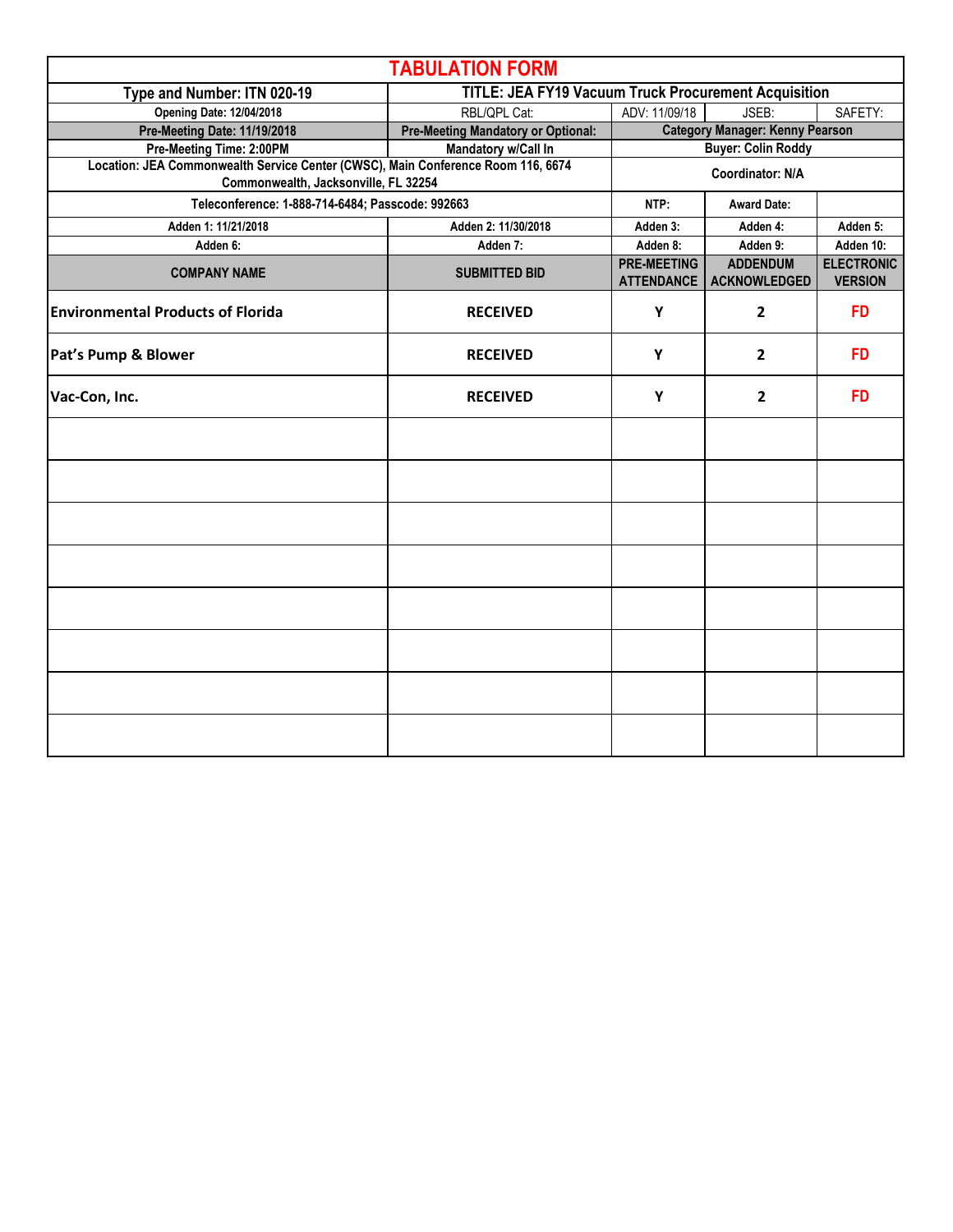# TABULATION FORM

| | | | | |
|---|---|---|---|---|
| **Type and Number: ITN 020-19** | **TITLE: JEA FY19 Vacuum Truck Procurement Acquisition** | | | |
| **Opening Date: 12/04/2018** | RBL/QPL Cat: | ADV: 11/09/18 | JSEB: | SAFETY: |
| **Pre-Meeting Date: 11/19/2018** | **Pre-Meeting Mandatory or Optional:** | **Category Manager: Kenny Pearson** | | |
| **Pre-Meeting Time: 2:00PM** | **Mandatory w/Call In** | **Buyer: Colin Roddy** | | |
| **Location: JEA Commonwealth Service Center (CWSC), Main Conference Room 116, 6674 Commonwealth, Jacksonville, FL 32254** | | **Coordinator: N/A** | | |
| **Teleconference: 1-888-714-6484; Passcode: 992663** | | **NTP:** | **Award Date:** | |
| **Adden 1: 11/21/2018** | **Adden 2: 11/30/2018** | **Adden 3:** | **Adden 4:** | **Adden 5:** |
| **Adden 6:** | **Adden 7:** | **Adden 8:** | **Adden 9:** | **Adden 10:** |
| **COMPANY NAME** | **SUBMITTED BID** | **PRE-MEETING ATTENDANCE** | **ADDENDUM ACKNOWLEDGED** | **ELECTRONIC VERSION** |
| **Environmental Products of Florida** | **RECEIVED** | **Y** | **2** | **FD** |
| **Pat's Pump & Blower** | **RECEIVED** | **Y** | **2** | **FD** |
| **Vac-Con, Inc.** | **RECEIVED** | **Y** | **2** | **FD** |
| | | | | |
| | | | | |
| | | | | |
| | | | | |
| | | | | |
| | | | | |
| | | | | |
| | | | | |